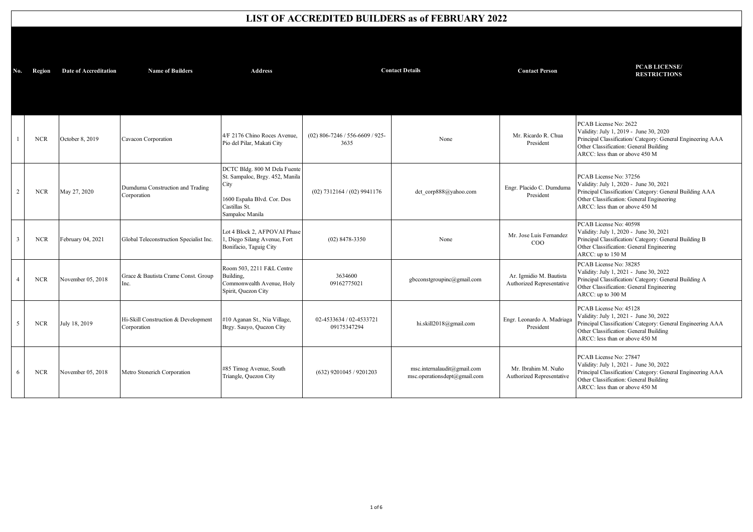# LIST OF ACCREDITED BUILDERS as of FEBRUARY 2022

| No. | Region | Date of Accreditation | Name of Builders | Address | Contact Details | | Contact Person | PCAB LICENSE/ RESTRICTIONS |
|---|---|---|---|---|---|---|---|---|
| 1 | NCR | October 8, 2019 | Cavacon Corporation | 4/F 2176 Chino Roces Avenue, Pio del Pilar, Makati City | (02) 806-7246 / 556-6609 / 925-3635 | None | Mr. Ricardo R. Chua President | PCAB License No: 2622<br>Validity: July 1, 2019 - June 30, 2020<br>Principal Classification/ Category: General Engineering AAA<br>Other Classification: General Building<br>ARCC: less than or above 450 M |
| 2 | NCR | May 27, 2020 | Dumduma Construction and Trading Corporation | DCTC Bldg. 800 M Dela Fuente St. Sampaloc, Brgy. 452, Manila City<br>1600 España Blvd. Cor. Dos Castillas St. Sampaloc Manila | (02) 7312164 / (02) 9941176 | dct_corp888@yahoo.com | Engr. Placido C. Dumduma President | PCAB License No: 37256<br>Validity: July 1, 2020 - June 30, 2021<br>Principal Classification/ Category: General Building AAA<br>Other Classification: General Engineering<br>ARCC: less than or above 450 M |
| 3 | NCR | February 04, 2021 | Global Teleconstruction Specialist Inc. | Lot 4 Block 2, AFPOVAI Phase 1, Diego Silang Avenue, Fort Bonifacio, Taguig City | (02) 8478-3350 | None | Mr. Jose Luis Fernandez COO | PCAB License No: 40598<br>Validity: July 1, 2020 - June 30, 2021<br>Principal Classification/ Category: General Building B<br>Other Classification: General Engineering<br>ARCC: up to 150 M |
| 4 | NCR | November 05, 2018 | Grace & Bautista Crame Const. Group Inc. | Room 503, 2211 F&L Centre Building, Commonwealth Avenue, Holy Spirit, Quezon City | 3634600<br>09162775021 | gbcconstgroupinc@gmail.com | Ar. Igmidio M. Bautista Authorized Representative | PCAB License No: 38285<br>Validity: July 1, 2021 - June 30, 2022<br>Principal Classification/ Category: General Building A<br>Other Classification: General Engineering<br>ARCC: up to 300 M |
| 5 | NCR | July 18, 2019 | Hi-Skill Construction & Development Corporation | #10 Aganan St., Nia Village, Brgy. Sauyo, Quezon City | 02-4533634 / 02-4533721<br>09175347294 | hi.skill2018@gmail.com | Engr. Leonardo A. Madriaga President | PCAB License No: 45128<br>Validity: July 1, 2021 - June 30, 2022<br>Principal Classification/ Category: General Engineering AAA<br>Other Classification: General Building<br>ARCC: less than or above 450 M |
| 6 | NCR | November 05, 2018 | Metro Stonerich Corporation | #85 Timog Avenue, South Triangle, Quezon City | (632) 9201045 / 9201203 | msc.internalaudit@gmail.com<br>msc.operationsdept@gmail.com | Mr. Ibrahim M. Nuño Authorized Representative | PCAB License No: 27847<br>Validity: July 1, 2021 - June 30, 2022<br>Principal Classification/ Category: General Engineering AAA<br>Other Classification: General Building<br>ARCC: less than or above 450 M |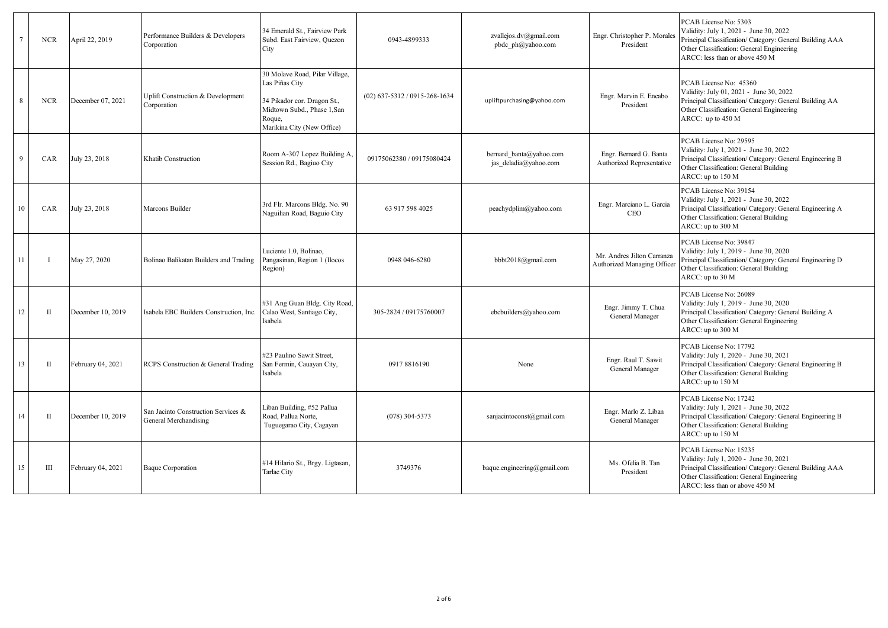| 7 | NCR | April 22, 2019 | Performance Builders & Developers Corporation | 34 Emerald St., Fairview Park Subd. East Fairview, Quezon City | 0943-4899333 | zvallejos.dv@gmail.com pbdc_ph@yahoo.com | Engr. Christopher P. Morales President | PCAB License No: 5303 Validity: July 1, 2021 - June 30, 2022 Principal Classification/ Category: General Building AAA Other Classification: General Engineering ARCC: less than or above 450 M |
|---|---|---|---|---|---|---|---|---|
| 8 | NCR | December 07, 2021 | Uplift Construction & Development Corporation | 30 Molave Road, Pilar Village, Las Piñas City<br><br>34 Pikador cor. Dragon St., Midtown Subd., Phase 1,San Roque, Marikina City (New Office) | (02) 637-5312 / 0915-268-1634 | upliftpurchasing@yahoo.com | Engr. Marvin E. Encabo President | PCAB License No: 45360 Validity: July 01, 2021 - June 30, 2022 Principal Classification/ Category: General Building AA Other Classification: General Engineering ARCC: up to 450 M |
| 9 | CAR | July 23, 2018 | Khatib Construction | Room A-307 Lopez Building A, Session Rd., Bagiuo City | 09175062380 / 09175080424 | bernard_banta@yahoo.com jas_deladia@yahoo.com | Engr. Bernard G. Banta Authorized Representative | PCAB License No: 29595 Validity: July 1, 2021 - June 30, 2022 Principal Classification/ Category: General Engineering B Other Classification: General Building ARCC: up to 150 M |
| 10 | CAR | July 23, 2018 | Marcons Builder | 3rd Flr. Marcons Bldg. No. 90 Naguilian Road, Baguio City | 63 917 598 4025 | peachydplim@yahoo.com | Engr. Marciano L. Garcia CEO | PCAB License No: 39154 Validity: July 1, 2021 - June 30, 2022 Principal Classification/ Category: General Engineering A Other Classification: General Building ARCC: up to 300 M |
| 11 | I | May 27, 2020 | Bolinao Balikatan Builders and Trading | Luciente 1.0, Bolinao, Pangasinan, Region 1 (Ilocos Region) | 0948 046-6280 | bbbt2018@gmail.com | Mr. Andres Jilton Carranza Authorized Managing Officer | PCAB License No: 39847 Validity: July 1, 2019 - June 30, 2020 Principal Classification/ Category: General Engineering D Other Classification: General Building ARCC: up to 30 M |
| 12 | II | December 10, 2019 | Isabela EBC Builders Construction, Inc. | #31 Ang Guan Bldg. City Road, Calao West, Santiago City, Isabela | 305-2824 / 09175760007 | ebcbuilders@yahoo.com | Engr. Jimmy T. Chua General Manager | PCAB License No: 26089 Validity: July 1, 2019 - June 30, 2020 Principal Classification/ Category: General Building A Other Classification: General Engineering ARCC: up to 300 M |
| 13 | II | February 04, 2021 | RCPS Construction & General Trading | #23 Paulino Sawit Street, San Fermin, Cauayan City, Isabela | 0917 8816190 | None | Engr. Raul T. Sawit General Manager | PCAB License No: 17792 Validity: July 1, 2020 - June 30, 2021 Principal Classification/ Category: General Engineering B Other Classification: General Building ARCC: up to 150 M |
| 14 | II | December 10, 2019 | San Jacinto Construction Services & General Merchandising | Liban Building, #52 Pallua Road, Pallua Norte, Tuguegarao City, Cagayan | (078) 304-5373 | sanjacintoconst@gmail.com | Engr. Marlo Z. Liban General Manager | PCAB License No: 17242 Validity: July 1, 2021 - June 30, 2022 Principal Classification/ Category: General Engineering B Other Classification: General Building ARCC: up to 150 M |
| 15 | III | February 04, 2021 | Baque Corporation | #14 Hilario St., Brgy. Ligtasan, Tarlac City | 3749376 | baque.engineering@gmail.com | Ms. Ofelia B. Tan President | PCAB License No: 15235 Validity: July 1, 2020 - June 30, 2021 Principal Classification/ Category: General Building AAA Other Classification: General Engineering ARCC: less than or above 450 M |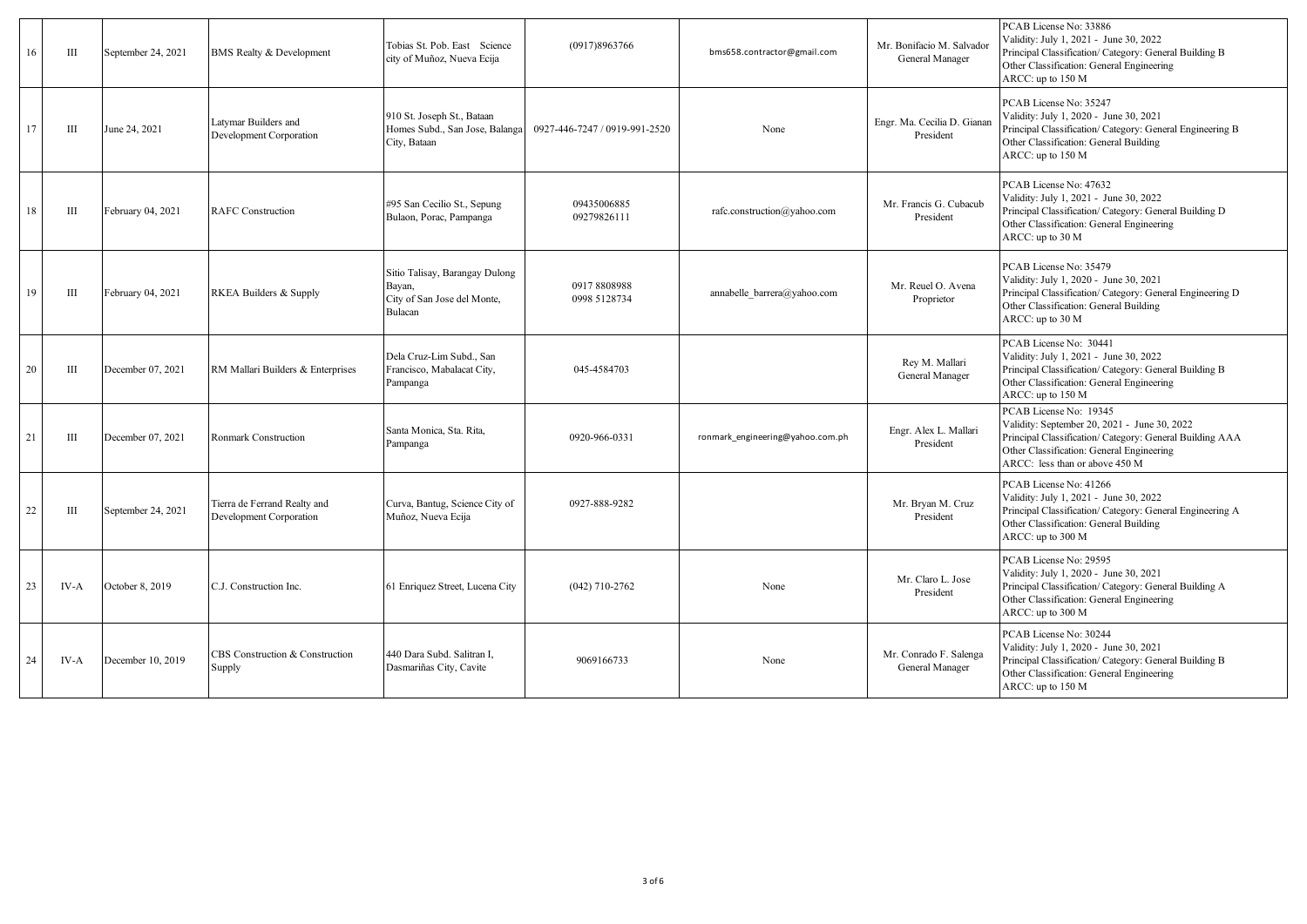| 16 | III | September 24, 2021 | BMS Realty & Development | Tobias St. Pob. East Science city of Muñoz, Nueva Ecija | (0917)8963766 | bms658.contractor@gmail.com | Mr. Bonifacio M. Salvador General Manager | PCAB License No: 33886<br>Validity: July 1, 2021 - June 30, 2022<br>Principal Classification/ Category: General Building B<br>Other Classification: General Engineering<br>ARCC: up to 150 M |
|---|---|---|---|---|---|---|---|---|
| 17 | III | June 24, 2021 | Latymar Builders and Development Corporation | 910 St. Joseph St., Bataan Homes Subd., San Jose, Balanga City, Bataan | 0927-446-7247 / 0919-991-2520 | None | Engr. Ma. Cecilia D. Gianan President | PCAB License No: 35247<br>Validity: July 1, 2020 - June 30, 2021<br>Principal Classification/ Category: General Engineering B<br>Other Classification: General Building<br>ARCC: up to 150 M |
| 18 | III | February 04, 2021 | RAFC Construction | #95 San Cecilio St., Sepung Bulaon, Porac, Pampanga | 09435006885<br>09279826111 | rafc.construction@yahoo.com | Mr. Francis G. Cubacub President | PCAB License No: 47632<br>Validity: July 1, 2021 - June 30, 2022<br>Principal Classification/ Category: General Building D<br>Other Classification: General Engineering<br>ARCC: up to 30 M |
| 19 | III | February 04, 2021 | RKEA Builders & Supply | Sitio Talisay, Barangay Dulong Bayan, City of San Jose del Monte, Bulacan | 0917 8808988<br>0998 5128734 | annabelle_barrera@yahoo.com | Mr. Reuel O. Avena Proprietor | PCAB License No: 35479<br>Validity: July 1, 2020 - June 30, 2021<br>Principal Classification/ Category: General Engineering D<br>Other Classification: General Building<br>ARCC: up to 30 M |
| 20 | III | December 07, 2021 | RM Mallari Builders & Enterprises | Dela Cruz-Lim Subd., San Francisco, Mabalacat City, Pampanga | 045-4584703 | | Rey M. Mallari General Manager | PCAB License No: 30441<br>Validity: July 1, 2021 - June 30, 2022<br>Principal Classification/ Category: General Building B<br>Other Classification: General Engineering<br>ARCC: up to 150 M |
| 21 | III | December 07, 2021 | Ronmark Construction | Santa Monica, Sta. Rita, Pampanga | 0920-966-0331 | ronmark_engineering@yahoo.com.ph | Engr. Alex L. Mallari President | PCAB License No: 19345<br>Validity: September 20, 2021 - June 30, 2022<br>Principal Classification/ Category: General Building AAA<br>Other Classification: General Engineering<br>ARCC: less than or above 450 M |
| 22 | III | September 24, 2021 | Tierra de Ferrand Realty and Development Corporation | Curva, Bantug, Science City of Muñoz, Nueva Ecija | 0927-888-9282 | | Mr. Bryan M. Cruz President | PCAB License No: 41266<br>Validity: July 1, 2021 - June 30, 2022<br>Principal Classification/ Category: General Engineering A<br>Other Classification: General Building<br>ARCC: up to 300 M |
| 23 | IV-A | October 8, 2019 | C.J. Construction Inc. | 61 Enriquez Street, Lucena City | (042) 710-2762 | None | Mr. Claro L. Jose President | PCAB License No: 29595<br>Validity: July 1, 2020 - June 30, 2021<br>Principal Classification/ Category: General Building A<br>Other Classification: General Engineering<br>ARCC: up to 300 M |
| 24 | IV-A | December 10, 2019 | CBS Construction & Construction Supply | 440 Dara Subd. Salitran I, Dasmariñas City, Cavite | 9069166733 | None | Mr. Conrado F. Salenga General Manager | PCAB License No: 30244<br>Validity: July 1, 2020 - June 30, 2021<br>Principal Classification/ Category: General Building B<br>Other Classification: General Engineering<br>ARCC: up to 150 M |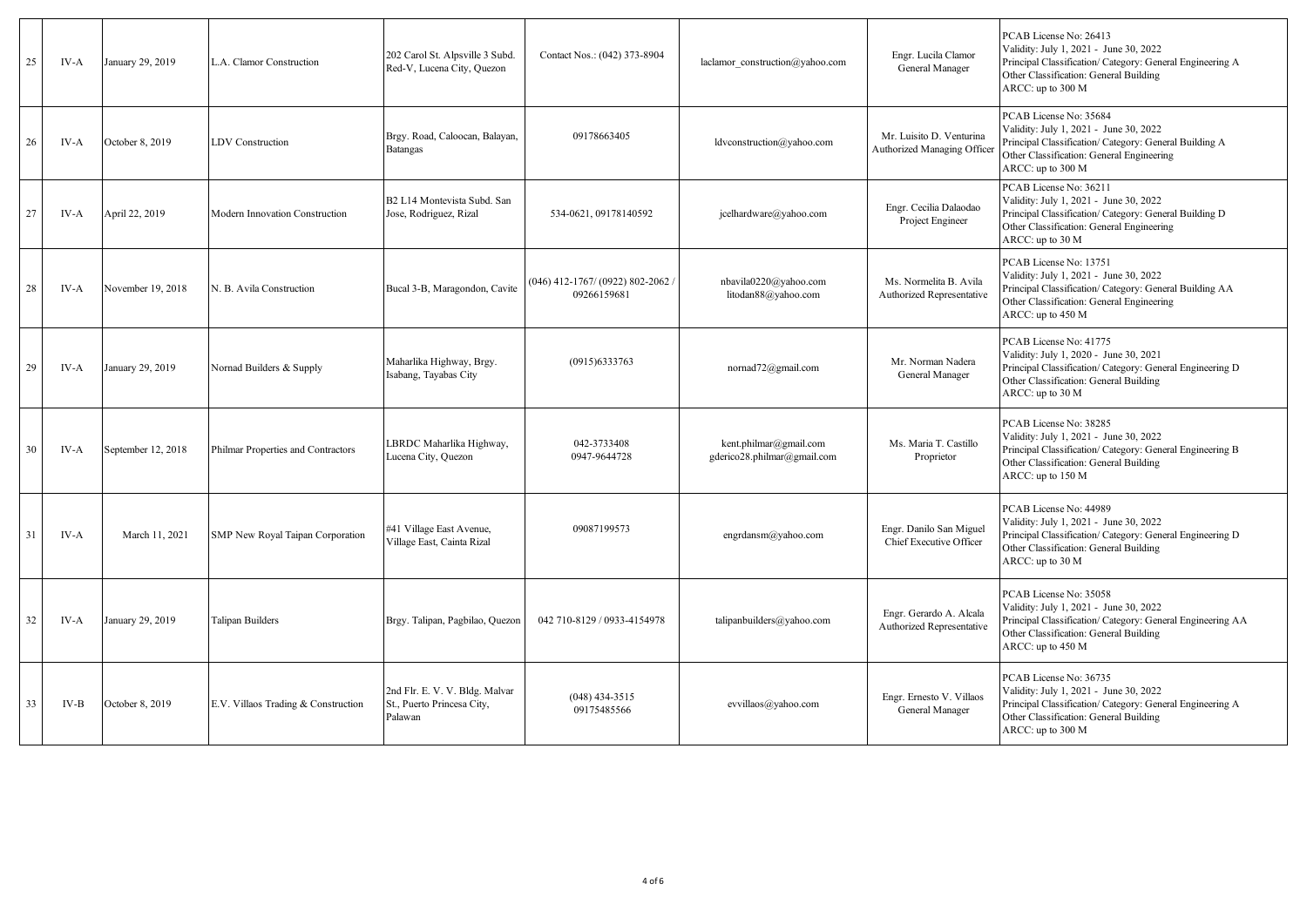| 25 | IV-A | January 29, 2019 | L.A. Clamor Construction | 202 Carol St. Alpsville 3 Subd. Red-V, Lucena City, Quezon | Contact Nos.: (042) 373-8904 | laclamor_construction@yahoo.com | Engr. Lucila Clamor<br>General Manager | PCAB License No: 26413<br>Validity: July 1, 2021 - June 30, 2022<br>Principal Classification/ Category: General Engineering A<br>Other Classification: General Building<br>ARCC: up to 300 M |
|---|---|---|---|---|---|---|---|---|
| 26 | IV-A | October 8, 2019 | LDV Construction | Brgy. Road, Caloocan, Balayan, Batangas | 09178663405 | ldvconstruction@yahoo.com | Mr. Luisito D. Venturina<br>Authorized Managing Officer | PCAB License No: 35684<br>Validity: July 1, 2021 - June 30, 2022<br>Principal Classification/ Category: General Building A<br>Other Classification: General Engineering<br>ARCC: up to 300 M |
| 27 | IV-A | April 22, 2019 | Modern Innovation Construction | B2 L14 Montevista Subd. San Jose, Rodriguez, Rizal | 534-0621, 09178140592 | jcelhardware@yahoo.com | Engr. Cecilia Dalaodao<br>Project Engineer | PCAB License No: 36211<br>Validity: July 1, 2021 - June 30, 2022<br>Principal Classification/ Category: General Building D<br>Other Classification: General Engineering<br>ARCC: up to 30 M |
| 28 | IV-A | November 19, 2018 | N. B. Avila Construction | Bucal 3-B, Maragondon, Cavite | (046) 412-1767/ (0922) 802-2062 / 09266159681 | nbavila0220@yahoo.com<br>litodan88@yahoo.com | Ms. Normelita B. Avila<br>Authorized Representative | PCAB License No: 13751<br>Validity: July 1, 2021 - June 30, 2022<br>Principal Classification/ Category: General Building AA<br>Other Classification: General Engineering<br>ARCC: up to 450 M |
| 29 | IV-A | January 29, 2019 | Nornad Builders & Supply | Maharlika Highway, Brgy. Isabang, Tayabas City | (0915)6333763 | nornad72@gmail.com | Mr. Norman Nadera<br>General Manager | PCAB License No: 41775<br>Validity: July 1, 2020 - June 30, 2021<br>Principal Classification/ Category: General Engineering D<br>Other Classification: General Building<br>ARCC: up to 30 M |
| 30 | IV-A | September 12, 2018 | Philmar Properties and Contractors | LBRDC Maharlika Highway, Lucena City, Quezon | 042-3733408<br>0947-9644728 | kent.philmar@gmail.com<br>gderico28.philmar@gmail.com | Ms. Maria T. Castillo<br>Proprietor | PCAB License No: 38285<br>Validity: July 1, 2021 - June 30, 2022<br>Principal Classification/ Category: General Engineering B<br>Other Classification: General Building<br>ARCC: up to 150 M |
| 31 | IV-A | March 11, 2021 | SMP New Royal Taipan Corporation | #41 Village East Avenue, Village East, Cainta Rizal | 09087199573 | engrdansm@yahoo.com | Engr. Danilo San Miguel<br>Chief Executive Officer | PCAB License No: 44989<br>Validity: July 1, 2021 - June 30, 2022<br>Principal Classification/ Category: General Engineering D<br>Other Classification: General Building<br>ARCC: up to 30 M |
| 32 | IV-A | January 29, 2019 | Talipan Builders | Brgy. Talipan, Pagbilao, Quezon | 042 710-8129 / 0933-4154978 | talipanbuilders@yahoo.com | Engr. Gerardo A. Alcala<br>Authorized Representative | PCAB License No: 35058<br>Validity: July 1, 2021 - June 30, 2022<br>Principal Classification/ Category: General Engineering AA<br>Other Classification: General Building<br>ARCC: up to 450 M |
| 33 | IV-B | October 8, 2019 | E.V. Villaos Trading & Construction | 2nd Flr. E. V. V. Bldg. Malvar St., Puerto Princesa City, Palawan | (048) 434-3515<br>09175485566 | evvillaos@yahoo.com | Engr. Ernesto V. Villaos<br>General Manager | PCAB License No: 36735<br>Validity: July 1, 2021 - June 30, 2022<br>Principal Classification/ Category: General Engineering A<br>Other Classification: General Building<br>ARCC: up to 300 M |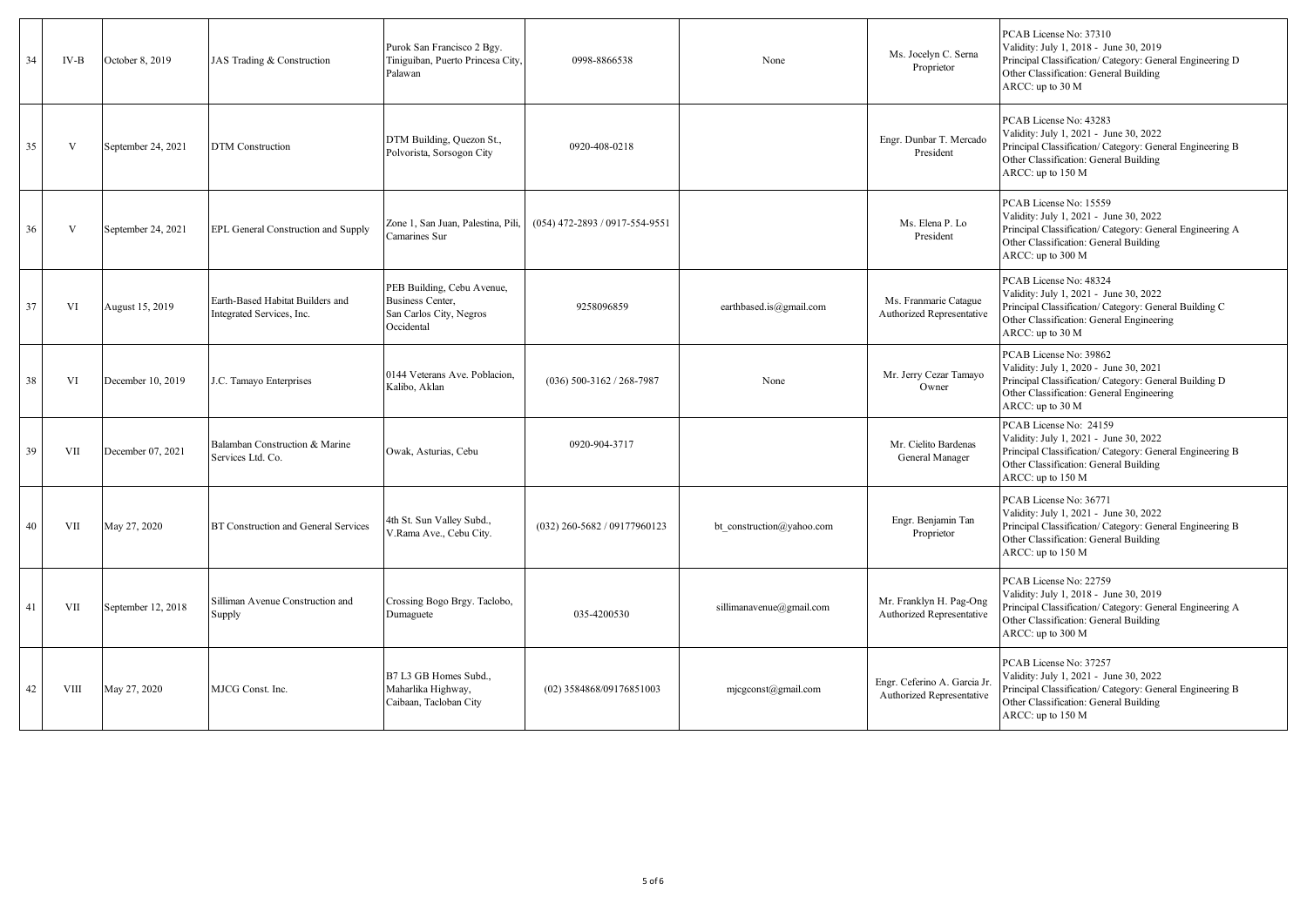| 34 | IV-B | October 8, 2019 | JAS Trading & Construction | Purok San Francisco 2 Bgy. Tiniguiban, Puerto Princesa City, Palawan | 0998-8866538 | None | Ms. Jocelyn C. Serna<br>Proprietor | PCAB License No: 37310<br>Validity: July 1, 2018 - June 30, 2019<br>Principal Classification/ Category: General Engineering D<br>Other Classification: General Building<br>ARCC: up to 30 M |
|---|---|---|---|---|---|---|---|---|
| 35 | V | September 24, 2021 | DTM Construction | DTM Building, Quezon St., Polvorista, Sorsogon City | 0920-408-0218 | | Engr. Dunbar T. Mercado<br>President | PCAB License No: 43283<br>Validity: July 1, 2021 - June 30, 2022<br>Principal Classification/ Category: General Engineering B<br>Other Classification: General Building<br>ARCC: up to 150 M |
| 36 | V | September 24, 2021 | EPL General Construction and Supply | Zone 1, San Juan, Palestina, Pili, Camarines Sur | (054) 472-2893 / 0917-554-9551 | | Ms. Elena P. Lo<br>President | PCAB License No: 15559<br>Validity: July 1, 2021 - June 30, 2022<br>Principal Classification/ Category: General Engineering A<br>Other Classification: General Building<br>ARCC: up to 300 M |
| 37 | VI | August 15, 2019 | Earth-Based Habitat Builders and Integrated Services, Inc. | PEB Building, Cebu Avenue, Business Center, San Carlos City, Negros Occidental | 9258096859 | earthbased.is@gmail.com | Ms. Franmarie Catague<br>Authorized Representative | PCAB License No: 48324<br>Validity: July 1, 2021 - June 30, 2022<br>Principal Classification/ Category: General Building C<br>Other Classification: General Engineering<br>ARCC: up to 30 M |
| 38 | VI | December 10, 2019 | J.C. Tamayo Enterprises | 0144 Veterans Ave. Poblacion, Kalibo, Aklan | (036) 500-3162 / 268-7987 | None | Mr. Jerry Cezar Tamayo<br>Owner | PCAB License No: 39862<br>Validity: July 1, 2020 - June 30, 2021<br>Principal Classification/ Category: General Building D<br>Other Classification: General Engineering<br>ARCC: up to 30 M |
| 39 | VII | December 07, 2021 | Balamban Construction & Marine Services Ltd. Co. | Owak, Asturias, Cebu | 0920-904-3717 | | Mr. Cielito Bardenas<br>General Manager | PCAB License No: 24159<br>Validity: July 1, 2021 - June 30, 2022<br>Principal Classification/ Category: General Engineering B<br>Other Classification: General Building<br>ARCC: up to 150 M |
| 40 | VII | May 27, 2020 | BT Construction and General Services | 4th St. Sun Valley Subd., V.Rama Ave., Cebu City. | (032) 260-5682 / 09177960123 | bt_construction@yahoo.com | Engr. Benjamin Tan<br>Proprietor | PCAB License No: 36771<br>Validity: July 1, 2021 - June 30, 2022<br>Principal Classification/ Category: General Engineering B<br>Other Classification: General Building<br>ARCC: up to 150 M |
| 41 | VII | September 12, 2018 | Silliman Avenue Construction and Supply | Crossing Bogo Brgy. Taclobo, Dumaguete | 035-4200530 | sillimanavenue@gmail.com | Mr. Franklyn H. Pag-Ong<br>Authorized Representative | PCAB License No: 22759<br>Validity: July 1, 2018 - June 30, 2019<br>Principal Classification/ Category: General Engineering A<br>Other Classification: General Building<br>ARCC: up to 300 M |
| 42 | VIII | May 27, 2020 | MJCG Const. Inc. | B7 L3 GB Homes Subd., Maharlika Highway, Caibaan, Tacloban City | (02) 3584868/09176851003 | mjcgconst@gmail.com | Engr. Ceferino A. Garcia Jr.<br>Authorized Representative | PCAB License No: 37257<br>Validity: July 1, 2021 - June 30, 2022<br>Principal Classification/ Category: General Engineering B<br>Other Classification: General Building<br>ARCC: up to 150 M |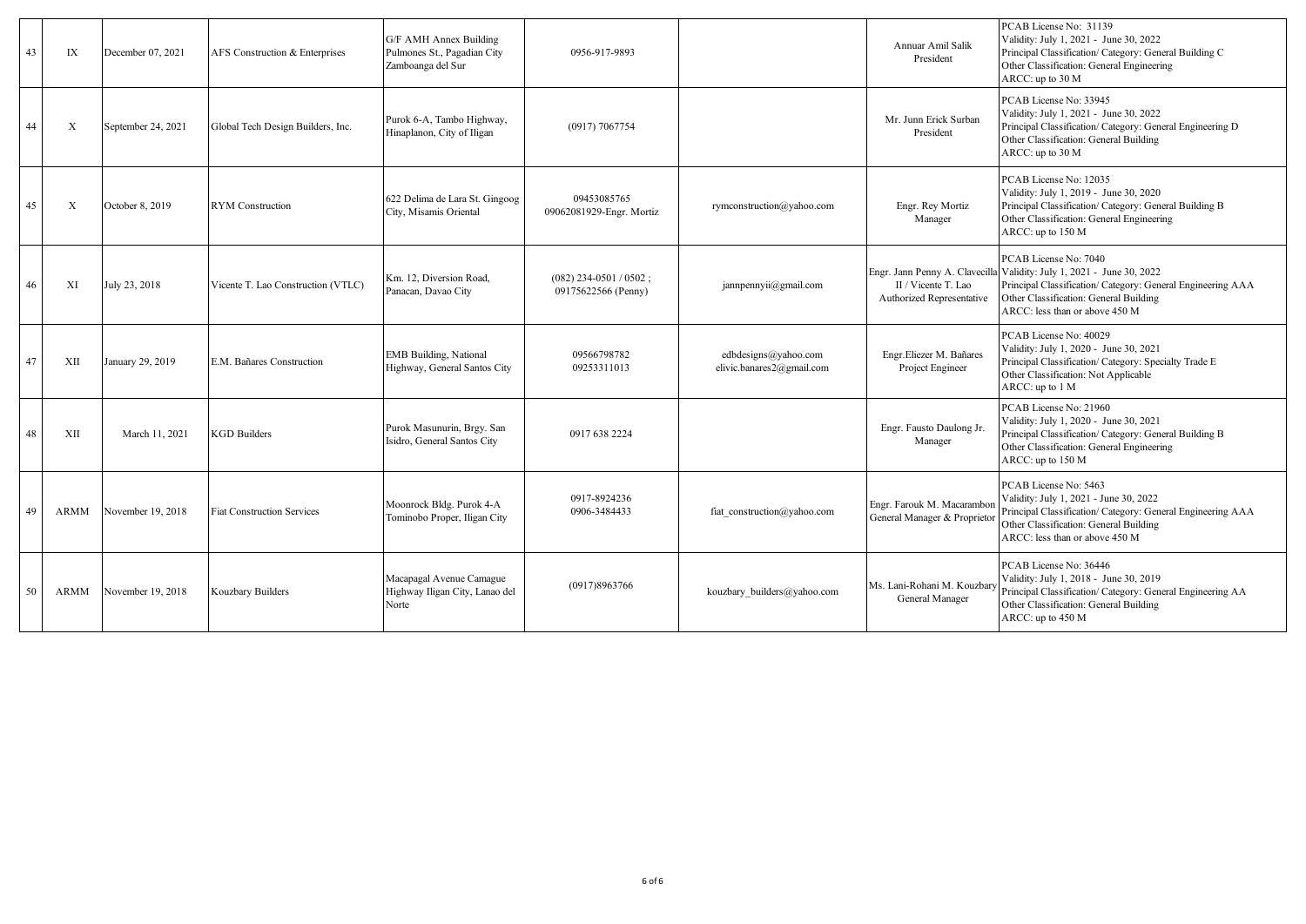| | | | | | | | | |
|---|---|---|---|---|---|---|---|---|
| 43 | IX | December 07, 2021 | AFS Construction & Enterprises | G/F AMH Annex Building Pulmones St., Pagadian City Zamboanga del Sur | 0956-917-9893 | | Annuar Amil Salik President | PCAB License No: 31139 Validity: July 1, 2021 - June 30, 2022 Principal Classification/ Category: General Building C Other Classification: General Engineering ARCC: up to 30 M |
| 44 | X | September 24, 2021 | Global Tech Design Builders, Inc. | Purok 6-A, Tambo Highway, Hinaplanon, City of Iligan | (0917) 7067754 | | Mr. Junn Erick Surban President | PCAB License No: 33945 Validity: July 1, 2021 - June 30, 2022 Principal Classification/ Category: General Engineering D Other Classification: General Building ARCC: up to 30 M |
| 45 | X | October 8, 2019 | RYM Construction | 622 Delima de Lara St. Gingoog City, Misamis Oriental | 09453085765 09062081929-Engr. Mortiz | rymconstruction@yahoo.com | Engr. Rey Mortiz Manager | PCAB License No: 12035 Validity: July 1, 2019 - June 30, 2020 Principal Classification/ Category: General Building B Other Classification: General Engineering ARCC: up to 150 M |
| 46 | XI | July 23, 2018 | Vicente T. Lao Construction (VTLC) | Km. 12, Diversion Road, Panacan, Davao City | (082) 234-0501 / 0502 ; 09175622566 (Penny) | jannpennyii@gmail.com | Engr. Jann Penny A. Clavecilla II / Vicente T. Lao Authorized Representative | PCAB License No: 7040 Validity: July 1, 2021 - June 30, 2022 Principal Classification/ Category: General Engineering AAA Other Classification: General Building ARCC: less than or above 450 M |
| 47 | XII | January 29, 2019 | E.M. Bañares Construction | EMB Building, National Highway, General Santos City | 09566798782 09253311013 | edbdesigns@yahoo.com elivic.banares2@gmail.com | Engr.Eliezer M. Bañares Project Engineer | PCAB License No: 40029 Validity: July 1, 2020 - June 30, 2021 Principal Classification/ Category: Specialty Trade E Other Classification: Not Applicable ARCC: up to 1 M |
| 48 | XII | March 11, 2021 | KGD Builders | Purok Masunurin, Brgy. San Isidro, General Santos City | 0917 638 2224 | | Engr. Fausto Daulong Jr. Manager | PCAB License No: 21960 Validity: July 1, 2020 - June 30, 2021 Principal Classification/ Category: General Building B Other Classification: General Engineering ARCC: up to 150 M |
| 49 | ARMM | November 19, 2018 | Fiat Construction Services | Moonrock Bldg. Purok 4-A Tominobo Proper, Iligan City | 0917-8924236 0906-3484433 | fiat_construction@yahoo.com | Engr. Farouk M. Macarambon General Manager & Proprietor | PCAB License No: 5463 Validity: July 1, 2021 - June 30, 2022 Principal Classification/ Category: General Engineering AAA Other Classification: General Building ARCC: less than or above 450 M |
| 50 | ARMM | November 19, 2018 | Kouzbary Builders | Macapagal Avenue Camague Highway Iligan City, Lanao del Norte | (0917)8963766 | kouzbary_builders@yahoo.com | Ms. Lani-Rohani M. Kouzbary General Manager | PCAB License No: 36446 Validity: July 1, 2018 - June 30, 2019 Principal Classification/ Category: General Engineering AA Other Classification: General Building ARCC: up to 450 M |